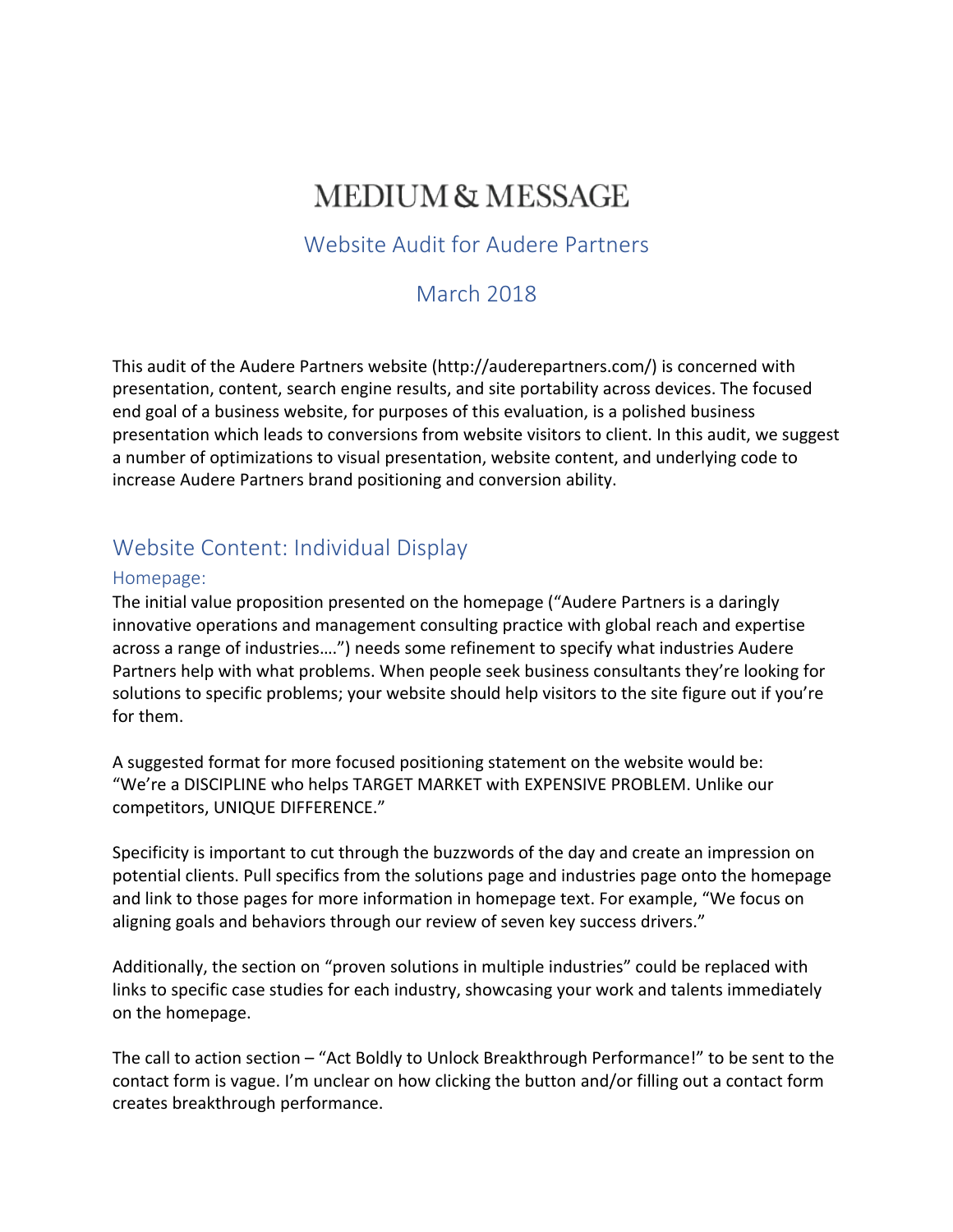# MEDIUM & MESSAGE

## Website Audit for Audere Partners

## March 2018

This audit of the Audere Partners website (http://auderepartners.com/) is concerned with presentation, content, search engine results, and site portability across devices. The focused end goal of a business website, for purposes of this evaluation, is a polished business presentation which leads to conversions from website visitors to client. In this audit, we suggest a number of optimizations to visual presentation, website content, and underlying code to increase Audere Partners brand positioning and conversion ability.

## Website Content: Individual Display

### Homepage:

The initial value proposition presented on the homepage ("Audere Partners is a daringly innovative operations and management consulting practice with global reach and expertise across a range of industries….") needs some refinement to specify what industries Audere Partners help with what problems. When people seek business consultants they're looking for solutions to specific problems; your website should help visitors to the site figure out if you're for them.

A suggested format for more focused positioning statement on the website would be: "We're a DISCIPLINE who helps TARGET MARKET with EXPENSIVE PROBLEM. Unlike our competitors, UNIQUE DIFFERENCE."

Specificity is important to cut through the buzzwords of the day and create an impression on potential clients. Pull specifics from the solutions page and industries page onto the homepage and link to those pages for more information in homepage text. For example, "We focus on aligning goals and behaviors through our review of seven key success drivers."

Additionally, the section on "proven solutions in multiple industries" could be replaced with links to specific case studies for each industry, showcasing your work and talents immediately on the homepage.

The call to action section – "Act Boldly to Unlock Breakthrough Performance!" to be sent to the contact form is vague. I'm unclear on how clicking the button and/or filling out a contact form creates breakthrough performance.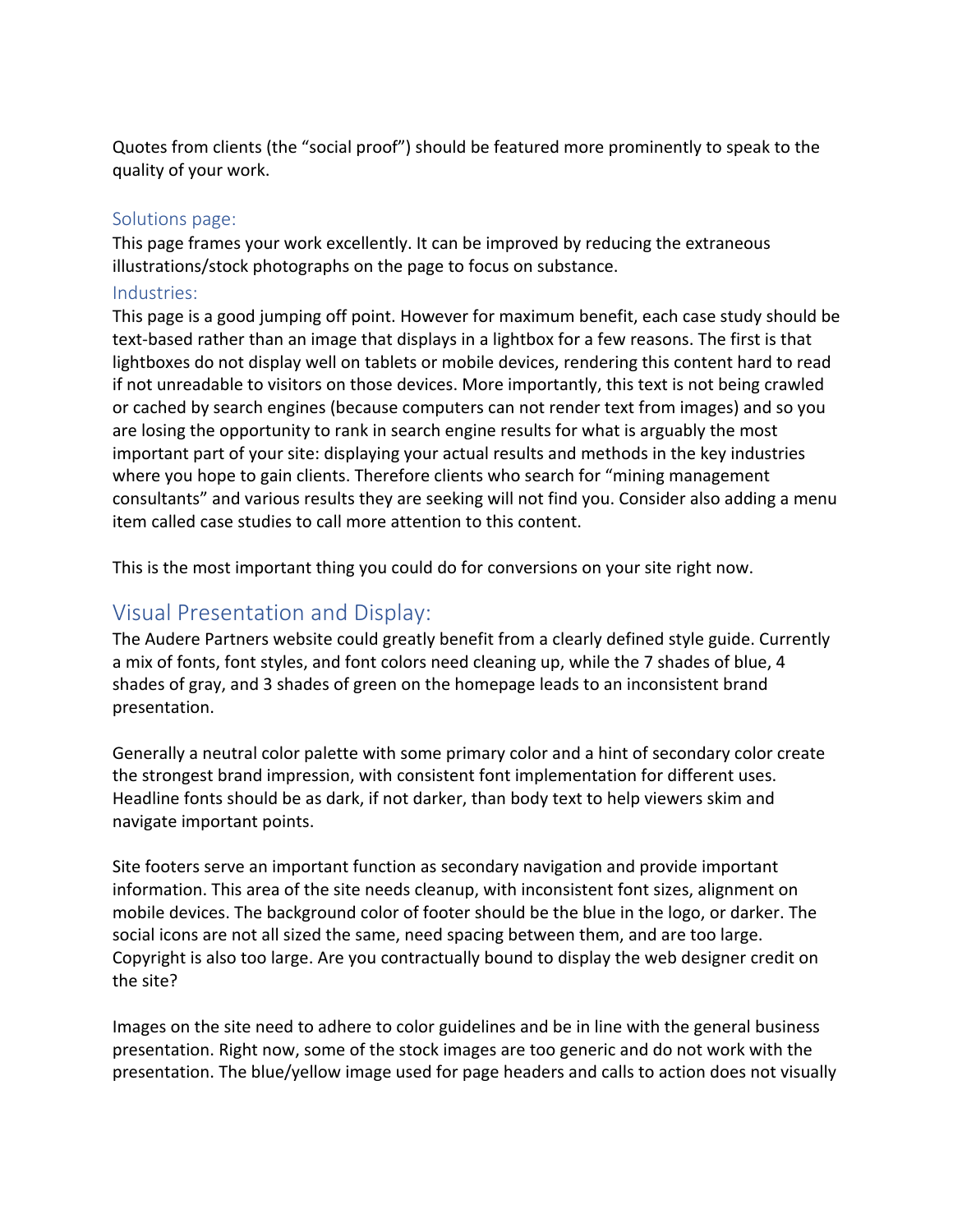Quotes from clients (the "social proof") should be featured more prominently to speak to the quality of your work.

### Solutions page:

This page frames your work excellently. It can be improved by reducing the extraneous illustrations/stock photographs on the page to focus on substance.

### Industries:

This page is a good jumping off point. However for maximum benefit, each case study should be text-based rather than an image that displays in a lightbox for a few reasons. The first is that lightboxes do not display well on tablets or mobile devices, rendering this content hard to read if not unreadable to visitors on those devices. More importantly, this text is not being crawled or cached by search engines (because computers can not render text from images) and so you are losing the opportunity to rank in search engine results for what is arguably the most important part of your site: displaying your actual results and methods in the key industries where you hope to gain clients. Therefore clients who search for "mining management consultants" and various results they are seeking will not find you. Consider also adding a menu item called case studies to call more attention to this content.

This is the most important thing you could do for conversions on your site right now.

## Visual Presentation and Display:

The Audere Partners website could greatly benefit from a clearly defined style guide. Currently a mix of fonts, font styles, and font colors need cleaning up, while the 7 shades of blue, 4 shades of gray, and 3 shades of green on the homepage leads to an inconsistent brand presentation.

Generally a neutral color palette with some primary color and a hint of secondary color create the strongest brand impression, with consistent font implementation for different uses. Headline fonts should be as dark, if not darker, than body text to help viewers skim and navigate important points.

Site footers serve an important function as secondary navigation and provide important information. This area of the site needs cleanup, with inconsistent font sizes, alignment on mobile devices. The background color of footer should be the blue in the logo, or darker. The social icons are not all sized the same, need spacing between them, and are too large. Copyright is also too large. Are you contractually bound to display the web designer credit on the site?

Images on the site need to adhere to color guidelines and be in line with the general business presentation. Right now, some of the stock images are too generic and do not work with the presentation. The blue/yellow image used for page headers and calls to action does not visually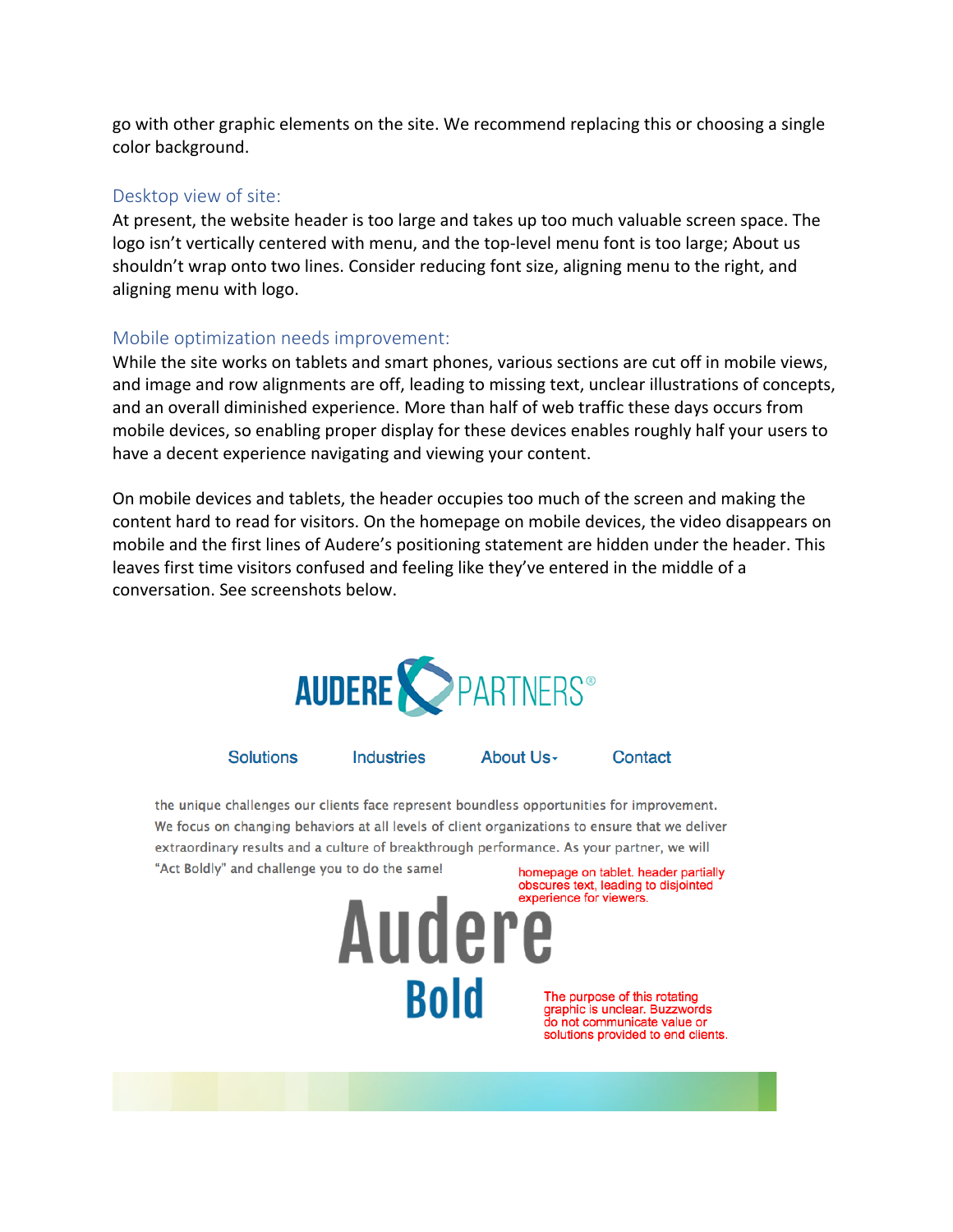go with other graphic elements on the site. We recommend replacing this or choosing a single color background.

### Desktop view of site:

At present, the website header is too large and takes up too much valuable screen space. The logo isn't vertically centered with menu, and the top-level menu font is too large; About us shouldn't wrap onto two lines. Consider reducing font size, aligning menu to the right, and aligning menu with logo.

### Mobile optimization needs improvement:

While the site works on tablets and smart phones, various sections are cut off in mobile views, and image and row alignments are off, leading to missing text, unclear illustrations of concepts, and an overall diminished experience. More than half of web traffic these days occurs from mobile devices, so enabling proper display for these devices enables roughly half your users to have a decent experience navigating and viewing your content.

On mobile devices and tablets, the header occupies too much of the screen and making the content hard to read for visitors. On the homepage on mobile devices, the video disappears on mobile and the first lines of Audere's positioning statement are hidden under the header. This leaves first time visitors confused and feeling like they've entered in the middle of a conversation. See screenshots below.

AUDERE PARTNERS®

Solutions | Industries | About Us | Contact

the unique challenges our clients face represent boundless opportunities for improvement. We focus on changing behaviors at all levels of client organizations to ensure that we deliver extraordinary results and a culture of breakthrough performance. As your partner, we will "Act Boldly" and challenge you to do the same!

homepage on tablet. header partially obscures text, leading to disjointed experience for viewers.

Audere
Bold

The purpose of this rotating graphic is unclear. Buzzwords do not communicate value or solutions provided to end clients.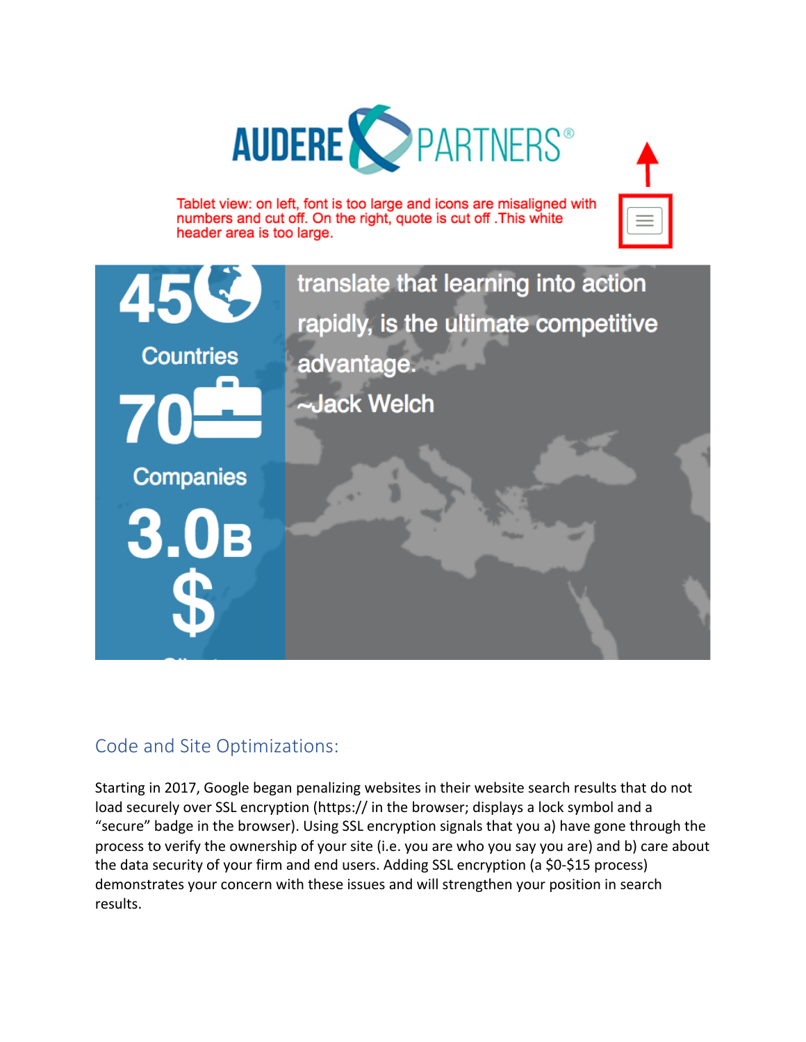AUDERE PARTNERS®

Tablet view: on left, font is too large and icons are misaligned with numbers and cut off. On the right, quote is cut off .This white header area is too large.

45 Countries

70 Companies

3.0B $

translate that learning into action rapidly, is the ultimate competitive advantage.
~Jack Welch

## Code and Site Optimizations:

Starting in 2017, Google began penalizing websites in their website search results that do not load securely over SSL encryption (https:// in the browser; displays a lock symbol and a "secure" badge in the browser). Using SSL encryption signals that you a) have gone through the process to verify the ownership of your site (i.e. you are who you say you are) and b) care about the data security of your firm and end users. Adding SSL encryption (a $0-$15 process) demonstrates your concern with these issues and will strengthen your position in search results.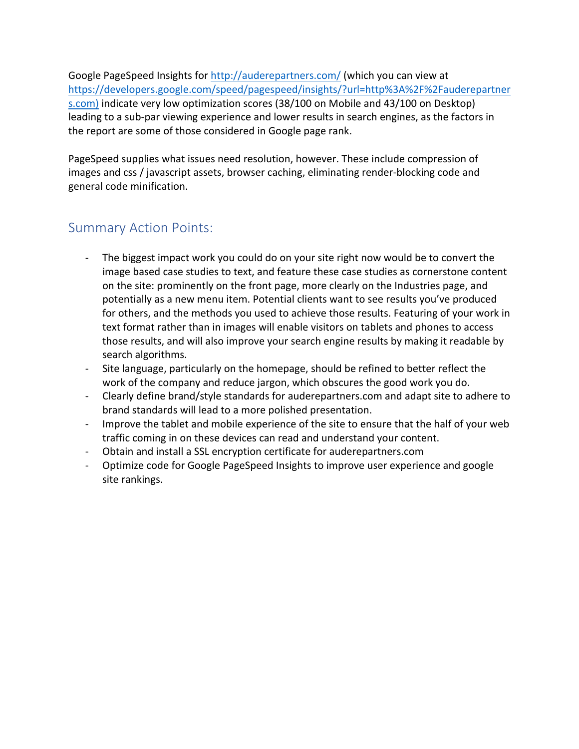Google PageSpeed Insights for http://auderepartners.com/ (which you can view at https://developers.google.com/speed/pagespeed/insights/?url=http%3A%2F%2Fauderepartners.com) indicate very low optimization scores (38/100 on Mobile and 43/100 on Desktop) leading to a sub-par viewing experience and lower results in search engines, as the factors in the report are some of those considered in Google page rank.

PageSpeed supplies what issues need resolution, however. These include compression of images and css / javascript assets, browser caching, eliminating render-blocking code and general code minification.

## Summary Action Points:

- The biggest impact work you could do on your site right now would be to convert the image based case studies to text, and feature these case studies as cornerstone content on the site: prominently on the front page, more clearly on the Industries page, and potentially as a new menu item. Potential clients want to see results you've produced for others, and the methods you used to achieve those results. Featuring of your work in text format rather than in images will enable visitors on tablets and phones to access those results, and will also improve your search engine results by making it readable by search algorithms.
- Site language, particularly on the homepage, should be refined to better reflect the work of the company and reduce jargon, which obscures the good work you do.
- Clearly define brand/style standards for auderepartners.com and adapt site to adhere to brand standards will lead to a more polished presentation.
- Improve the tablet and mobile experience of the site to ensure that the half of your web traffic coming in on these devices can read and understand your content.
- Obtain and install a SSL encryption certificate for auderepartners.com
- Optimize code for Google PageSpeed Insights to improve user experience and google site rankings.